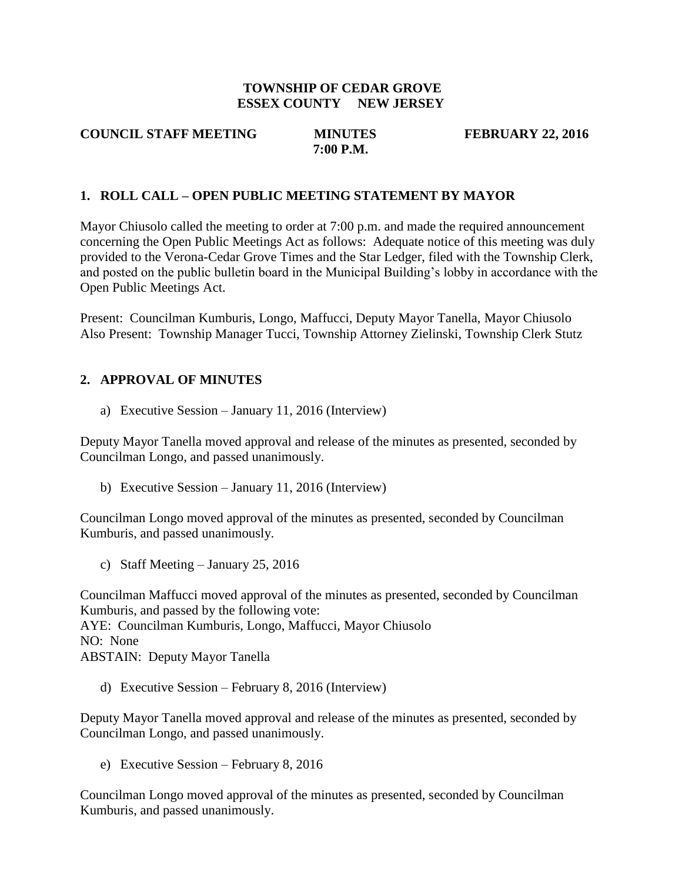**TOWNSHIP OF CEDAR GROVE**
**ESSEX COUNTY NEW JERSEY**

**COUNCIL STAFF MEETING** **MINUTES** **FEBRUARY 22, 2016**
**7:00 P.M.**

## 1. ROLL CALL – OPEN PUBLIC MEETING STATEMENT BY MAYOR

Mayor Chiusolo called the meeting to order at 7:00 p.m. and made the required announcement concerning the Open Public Meetings Act as follows: Adequate notice of this meeting was duly provided to the Verona-Cedar Grove Times and the Star Ledger, filed with the Township Clerk, and posted on the public bulletin board in the Municipal Building's lobby in accordance with the Open Public Meetings Act.

Present: Councilman Kumburis, Longo, Maffucci, Deputy Mayor Tanella, Mayor Chiusolo
Also Present: Township Manager Tucci, Township Attorney Zielinski, Township Clerk Stutz

## 2. APPROVAL OF MINUTES

a) Executive Session – January 11, 2016 (Interview)

Deputy Mayor Tanella moved approval and release of the minutes as presented, seconded by Councilman Longo, and passed unanimously.

b) Executive Session – January 11, 2016 (Interview)

Councilman Longo moved approval of the minutes as presented, seconded by Councilman Kumburis, and passed unanimously.

c) Staff Meeting – January 25, 2016

Councilman Maffucci moved approval of the minutes as presented, seconded by Councilman Kumburis, and passed by the following vote:
AYE: Councilman Kumburis, Longo, Maffucci, Mayor Chiusolo
NO: None
ABSTAIN: Deputy Mayor Tanella

d) Executive Session – February 8, 2016 (Interview)

Deputy Mayor Tanella moved approval and release of the minutes as presented, seconded by Councilman Longo, and passed unanimously.

e) Executive Session – February 8, 2016

Councilman Longo moved approval of the minutes as presented, seconded by Councilman Kumburis, and passed unanimously.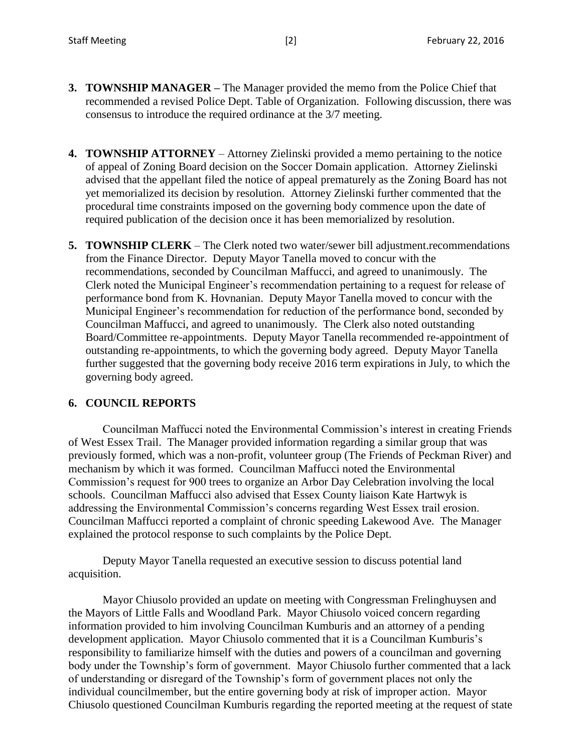3. **TOWNSHIP MANAGER –** The Manager provided the memo from the Police Chief that recommended a revised Police Dept. Table of Organization. Following discussion, there was consensus to introduce the required ordinance at the 3/7 meeting.

4. **TOWNSHIP ATTORNEY** – Attorney Zielinski provided a memo pertaining to the notice of appeal of Zoning Board decision on the Soccer Domain application. Attorney Zielinski advised that the appellant filed the notice of appeal prematurely as the Zoning Board has not yet memorialized its decision by resolution. Attorney Zielinski further commented that the procedural time constraints imposed on the governing body commence upon the date of required publication of the decision once it has been memorialized by resolution.

5. **TOWNSHIP CLERK** – The Clerk noted two water/sewer bill adjustment.recommendations from the Finance Director. Deputy Mayor Tanella moved to concur with the recommendations, seconded by Councilman Maffucci, and agreed to unanimously. The Clerk noted the Municipal Engineer's recommendation pertaining to a request for release of performance bond from K. Hovnanian. Deputy Mayor Tanella moved to concur with the Municipal Engineer's recommendation for reduction of the performance bond, seconded by Councilman Maffucci, and agreed to unanimously. The Clerk also noted outstanding Board/Committee re-appointments. Deputy Mayor Tanella recommended re-appointment of outstanding re-appointments, to which the governing body agreed. Deputy Mayor Tanella further suggested that the governing body receive 2016 term expirations in July, to which the governing body agreed.

6. **COUNCIL REPORTS**

Councilman Maffucci noted the Environmental Commission's interest in creating Friends of West Essex Trail. The Manager provided information regarding a similar group that was previously formed, which was a non-profit, volunteer group (The Friends of Peckman River) and mechanism by which it was formed. Councilman Maffucci noted the Environmental Commission's request for 900 trees to organize an Arbor Day Celebration involving the local schools. Councilman Maffucci also advised that Essex County liaison Kate Hartwyk is addressing the Environmental Commission's concerns regarding West Essex trail erosion. Councilman Maffucci reported a complaint of chronic speeding Lakewood Ave. The Manager explained the protocol response to such complaints by the Police Dept.

Deputy Mayor Tanella requested an executive session to discuss potential land acquisition.

Mayor Chiusolo provided an update on meeting with Congressman Frelinghuysen and the Mayors of Little Falls and Woodland Park. Mayor Chiusolo voiced concern regarding information provided to him involving Councilman Kumburis and an attorney of a pending development application. Mayor Chiusolo commented that it is a Councilman Kumburis's responsibility to familiarize himself with the duties and powers of a councilman and governing body under the Township's form of government. Mayor Chiusolo further commented that a lack of understanding or disregard of the Township's form of government places not only the individual councilmember, but the entire governing body at risk of improper action. Mayor Chiusolo questioned Councilman Kumburis regarding the reported meeting at the request of state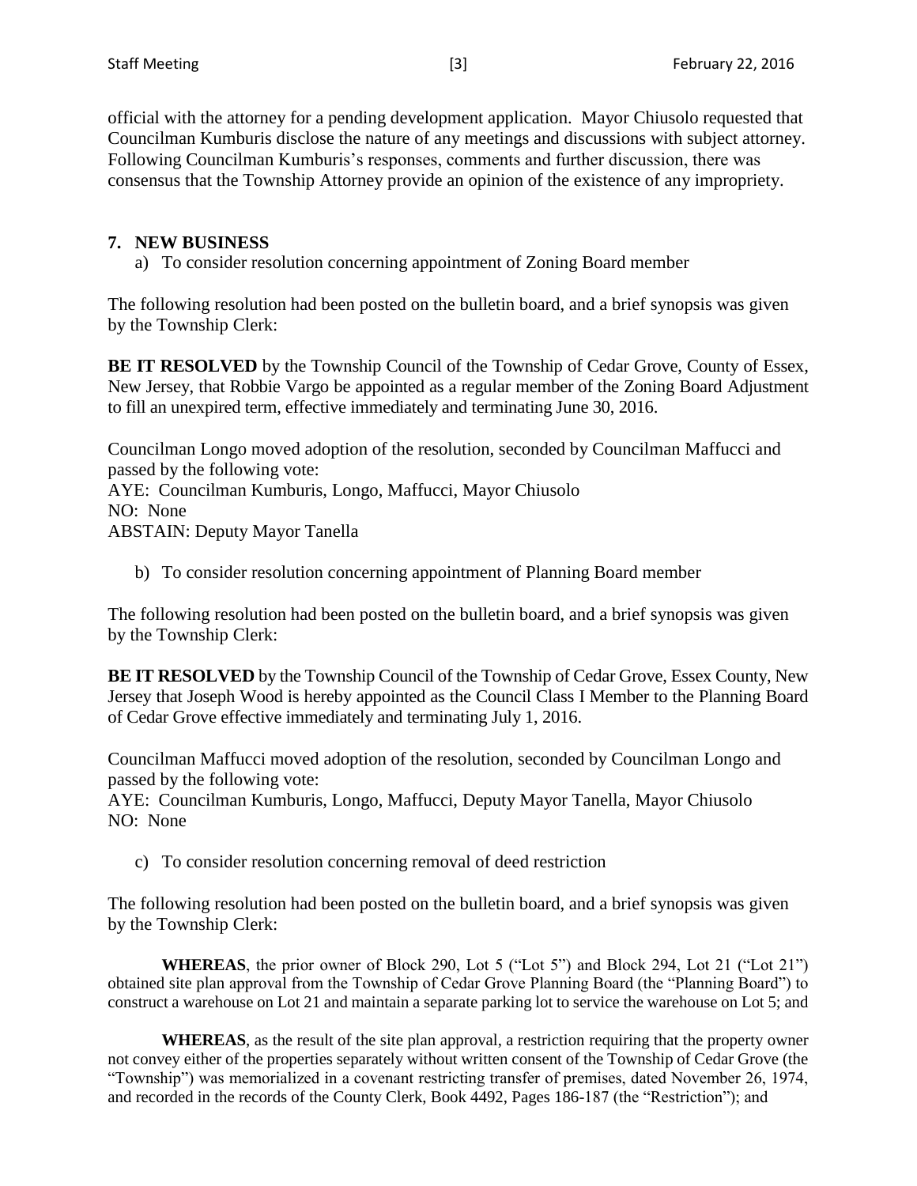official with the attorney for a pending development application. Mayor Chiusolo requested that Councilman Kumburis disclose the nature of any meetings and discussions with subject attorney. Following Councilman Kumburis's responses, comments and further discussion, there was consensus that the Township Attorney provide an opinion of the existence of any impropriety.

**7. NEW BUSINESS**

a) To consider resolution concerning appointment of Zoning Board member

The following resolution had been posted on the bulletin board, and a brief synopsis was given by the Township Clerk:

**BE IT RESOLVED** by the Township Council of the Township of Cedar Grove, County of Essex, New Jersey, that Robbie Vargo be appointed as a regular member of the Zoning Board Adjustment to fill an unexpired term, effective immediately and terminating June 30, 2016.

Councilman Longo moved adoption of the resolution, seconded by Councilman Maffucci and passed by the following vote:
AYE: Councilman Kumburis, Longo, Maffucci, Mayor Chiusolo
NO: None
ABSTAIN: Deputy Mayor Tanella

b) To consider resolution concerning appointment of Planning Board member

The following resolution had been posted on the bulletin board, and a brief synopsis was given by the Township Clerk:

**BE IT RESOLVED** by the Township Council of the Township of Cedar Grove, Essex County, New Jersey that Joseph Wood is hereby appointed as the Council Class I Member to the Planning Board of Cedar Grove effective immediately and terminating July 1, 2016.

Councilman Maffucci moved adoption of the resolution, seconded by Councilman Longo and passed by the following vote:
AYE: Councilman Kumburis, Longo, Maffucci, Deputy Mayor Tanella, Mayor Chiusolo
NO: None

c) To consider resolution concerning removal of deed restriction

The following resolution had been posted on the bulletin board, and a brief synopsis was given by the Township Clerk:

**WHEREAS**, the prior owner of Block 290, Lot 5 ("Lot 5") and Block 294, Lot 21 ("Lot 21") obtained site plan approval from the Township of Cedar Grove Planning Board (the "Planning Board") to construct a warehouse on Lot 21 and maintain a separate parking lot to service the warehouse on Lot 5; and

**WHEREAS**, as the result of the site plan approval, a restriction requiring that the property owner not convey either of the properties separately without written consent of the Township of Cedar Grove (the "Township") was memorialized in a covenant restricting transfer of premises, dated November 26, 1974, and recorded in the records of the County Clerk, Book 4492, Pages 186-187 (the "Restriction"); and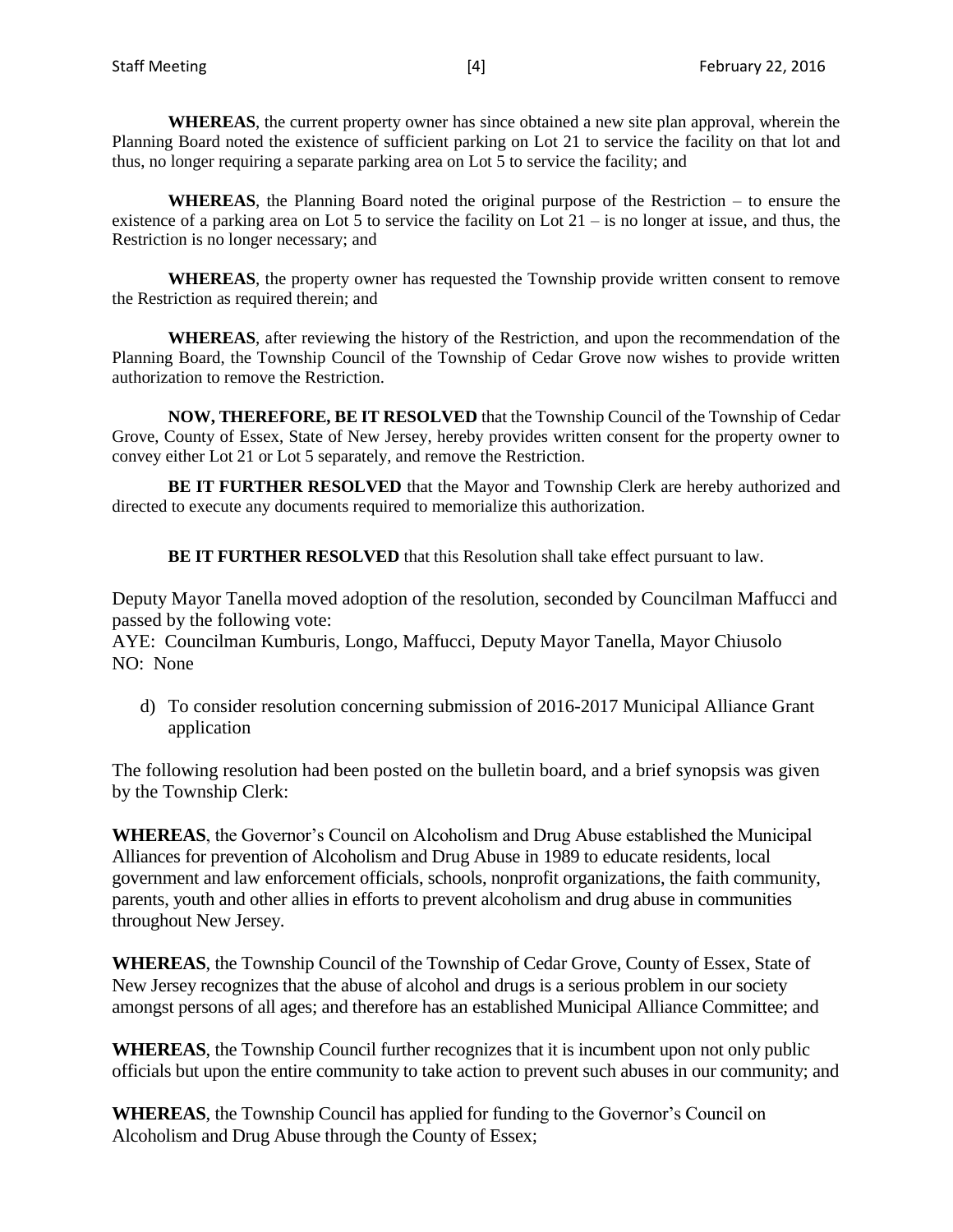**WHEREAS**, the current property owner has since obtained a new site plan approval, wherein the Planning Board noted the existence of sufficient parking on Lot 21 to service the facility on that lot and thus, no longer requiring a separate parking area on Lot 5 to service the facility; and

**WHEREAS**, the Planning Board noted the original purpose of the Restriction – to ensure the existence of a parking area on Lot 5 to service the facility on Lot 21 – is no longer at issue, and thus, the Restriction is no longer necessary; and

**WHEREAS**, the property owner has requested the Township provide written consent to remove the Restriction as required therein; and

**WHEREAS**, after reviewing the history of the Restriction, and upon the recommendation of the Planning Board, the Township Council of the Township of Cedar Grove now wishes to provide written authorization to remove the Restriction.

**NOW, THEREFORE, BE IT RESOLVED** that the Township Council of the Township of Cedar Grove, County of Essex, State of New Jersey, hereby provides written consent for the property owner to convey either Lot 21 or Lot 5 separately, and remove the Restriction.

**BE IT FURTHER RESOLVED** that the Mayor and Township Clerk are hereby authorized and directed to execute any documents required to memorialize this authorization.

**BE IT FURTHER RESOLVED** that this Resolution shall take effect pursuant to law.

Deputy Mayor Tanella moved adoption of the resolution, seconded by Councilman Maffucci and passed by the following vote:
AYE: Councilman Kumburis, Longo, Maffucci, Deputy Mayor Tanella, Mayor Chiusolo
NO: None

d) To consider resolution concerning submission of 2016-2017 Municipal Alliance Grant application

The following resolution had been posted on the bulletin board, and a brief synopsis was given by the Township Clerk:

**WHEREAS**, the Governor's Council on Alcoholism and Drug Abuse established the Municipal Alliances for prevention of Alcoholism and Drug Abuse in 1989 to educate residents, local government and law enforcement officials, schools, nonprofit organizations, the faith community, parents, youth and other allies in efforts to prevent alcoholism and drug abuse in communities throughout New Jersey.

**WHEREAS**, the Township Council of the Township of Cedar Grove, County of Essex, State of New Jersey recognizes that the abuse of alcohol and drugs is a serious problem in our society amongst persons of all ages; and therefore has an established Municipal Alliance Committee; and

**WHEREAS**, the Township Council further recognizes that it is incumbent upon not only public officials but upon the entire community to take action to prevent such abuses in our community; and

**WHEREAS**, the Township Council has applied for funding to the Governor's Council on Alcoholism and Drug Abuse through the County of Essex;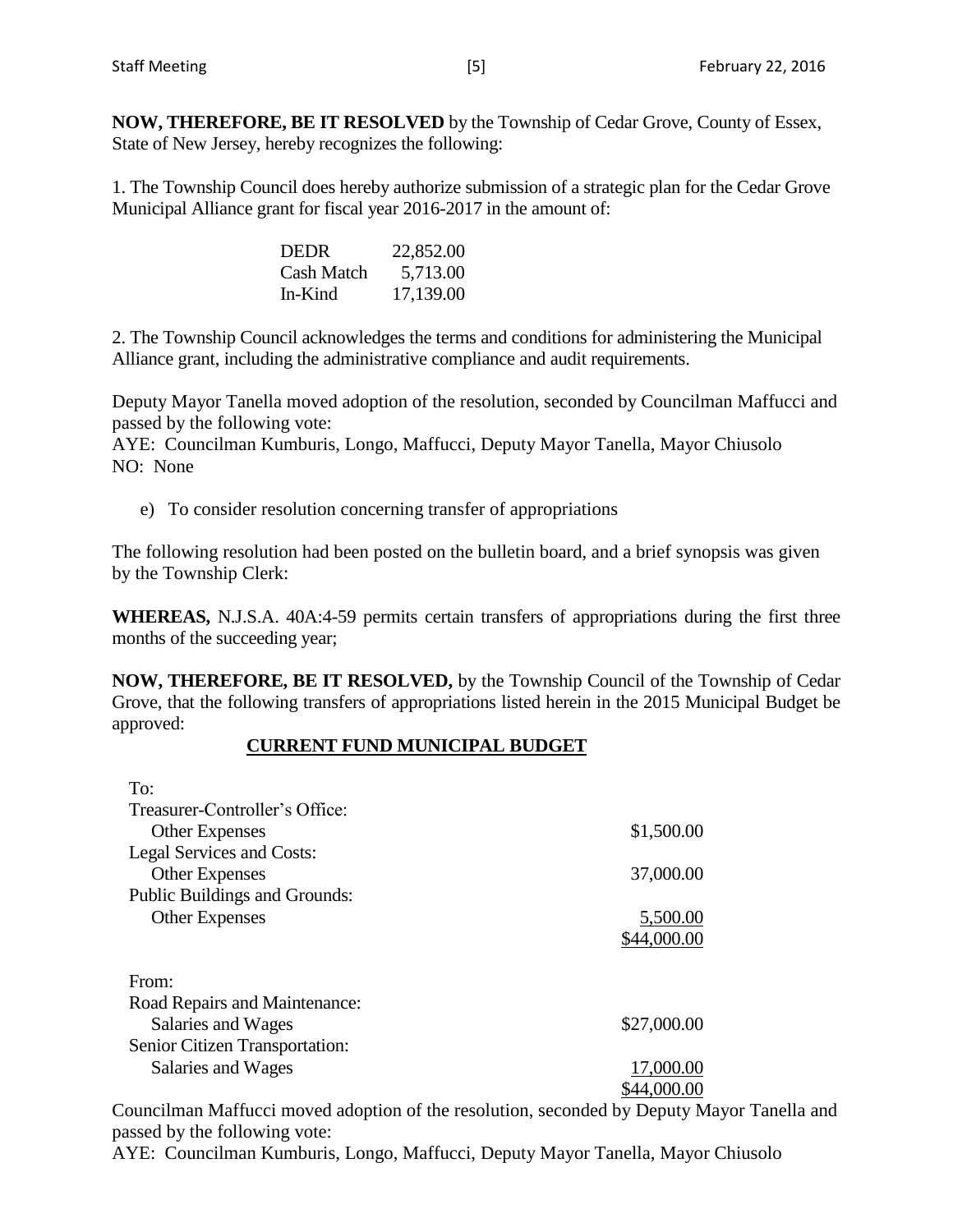**NOW, THEREFORE, BE IT RESOLVED** by the Township of Cedar Grove, County of Essex, State of New Jersey, hereby recognizes the following:

1. The Township Council does hereby authorize submission of a strategic plan for the Cedar Grove Municipal Alliance grant for fiscal year 2016-2017 in the amount of:

| | |
|---|---|
| DEDR | 22,852.00 |
| Cash Match | 5,713.00 |
| In-Kind | 17,139.00 |

2. The Township Council acknowledges the terms and conditions for administering the Municipal Alliance grant, including the administrative compliance and audit requirements.

Deputy Mayor Tanella moved adoption of the resolution, seconded by Councilman Maffucci and passed by the following vote:
AYE: Councilman Kumburis, Longo, Maffucci, Deputy Mayor Tanella, Mayor Chiusolo
NO: None

e) To consider resolution concerning transfer of appropriations

The following resolution had been posted on the bulletin board, and a brief synopsis was given by the Township Clerk:

**WHEREAS,** N.J.S.A. 40A:4-59 permits certain transfers of appropriations during the first three months of the succeeding year;

**NOW, THEREFORE, BE IT RESOLVED,** by the Township Council of the Township of Cedar Grove, that the following transfers of appropriations listed herein in the 2015 Municipal Budget be approved:

**CURRENT FUND MUNICIPAL BUDGET**

| | |
|---|---|
| To: | |
| Treasurer-Controller's Office: | |
| Other Expenses | $1,500.00 |
| Legal Services and Costs: | |
| Other Expenses | 37,000.00 |
| Public Buildings and Grounds: | |
| Other Expenses | 5,500.00 |
| | $44,000.00 |
| From: | |
| Road Repairs and Maintenance: | |
| Salaries and Wages | $27,000.00 |
| Senior Citizen Transportation: | |
| Salaries and Wages | 17,000.00 |
| | $44,000.00 |

Councilman Maffucci moved adoption of the resolution, seconded by Deputy Mayor Tanella and passed by the following vote:
AYE: Councilman Kumburis, Longo, Maffucci, Deputy Mayor Tanella, Mayor Chiusolo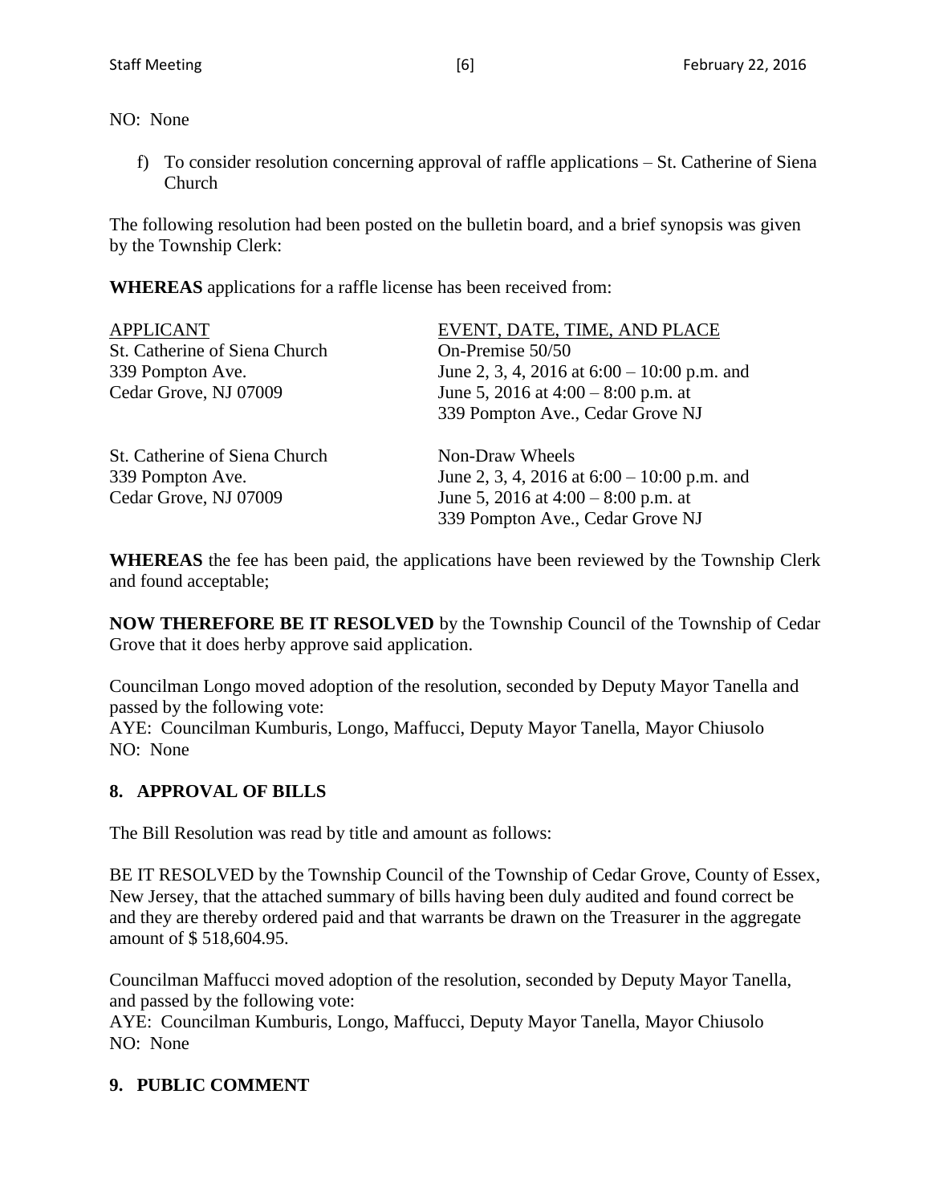NO: None

f) To consider resolution concerning approval of raffle applications – St. Catherine of Siena Church

The following resolution had been posted on the bulletin board, and a brief synopsis was given by the Township Clerk:

**WHEREAS** applications for a raffle license has been received from:

| APPLICANT | EVENT, DATE, TIME, AND PLACE |
|---|---|
| St. Catherine of Siena Church<br>339 Pompton Ave.<br>Cedar Grove, NJ 07009 | On-Premise 50/50<br>June 2, 3, 4, 2016 at 6:00 – 10:00 p.m. and<br>June 5, 2016 at 4:00 – 8:00 p.m. at<br>339 Pompton Ave., Cedar Grove NJ |
| St. Catherine of Siena Church<br>339 Pompton Ave.<br>Cedar Grove, NJ 07009 | Non-Draw Wheels<br>June 2, 3, 4, 2016 at 6:00 – 10:00 p.m. and<br>June 5, 2016 at 4:00 – 8:00 p.m. at<br>339 Pompton Ave., Cedar Grove NJ |

**WHEREAS** the fee has been paid, the applications have been reviewed by the Township Clerk and found acceptable;

**NOW THEREFORE BE IT RESOLVED** by the Township Council of the Township of Cedar Grove that it does herby approve said application.

Councilman Longo moved adoption of the resolution, seconded by Deputy Mayor Tanella and passed by the following vote:
AYE: Councilman Kumburis, Longo, Maffucci, Deputy Mayor Tanella, Mayor Chiusolo
NO: None

## 8. APPROVAL OF BILLS

The Bill Resolution was read by title and amount as follows:

BE IT RESOLVED by the Township Council of the Township of Cedar Grove, County of Essex, New Jersey, that the attached summary of bills having been duly audited and found correct be and they are thereby ordered paid and that warrants be drawn on the Treasurer in the aggregate amount of $ 518,604.95.

Councilman Maffucci moved adoption of the resolution, seconded by Deputy Mayor Tanella, and passed by the following vote:
AYE: Councilman Kumburis, Longo, Maffucci, Deputy Mayor Tanella, Mayor Chiusolo
NO: None

## 9. PUBLIC COMMENT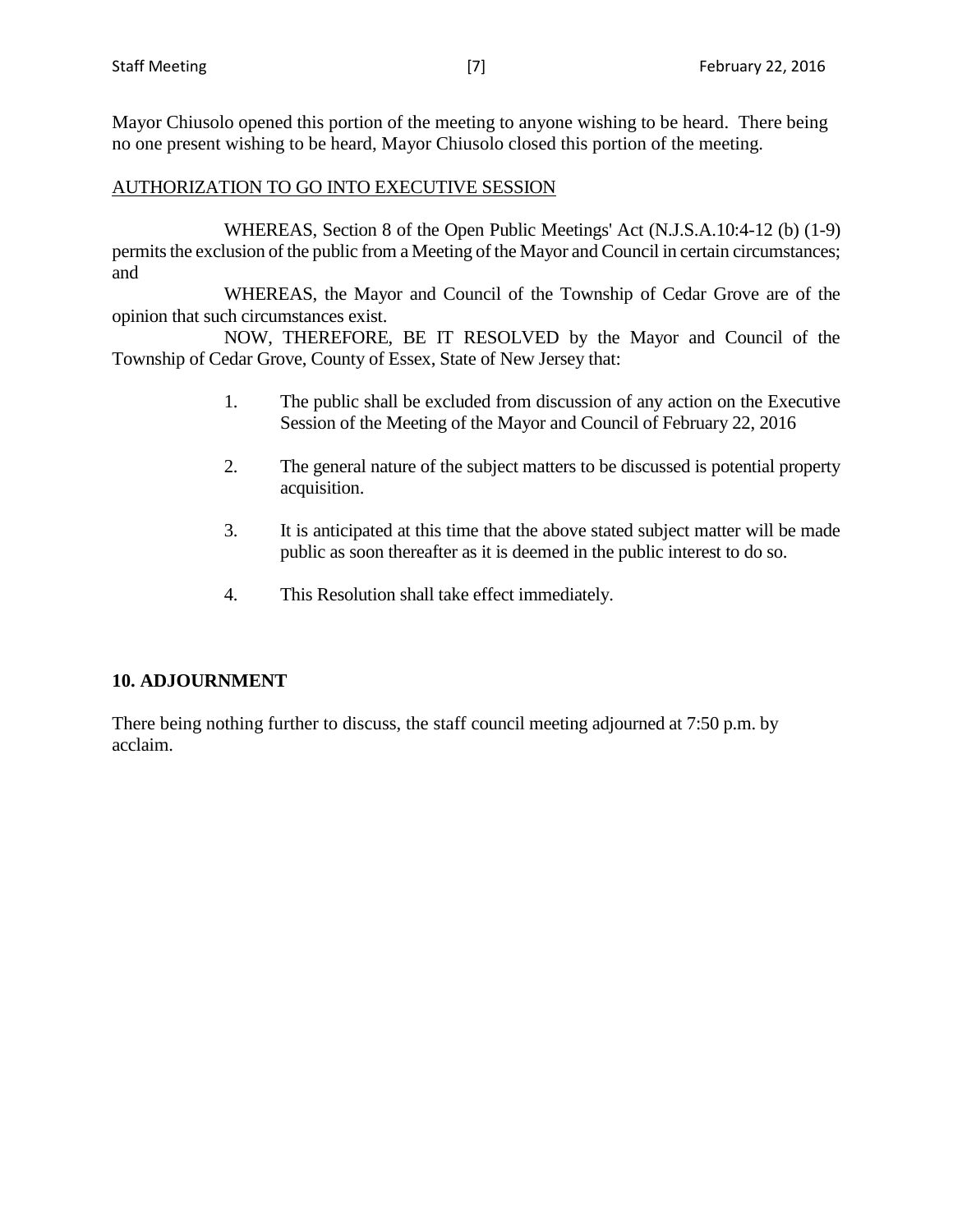Mayor Chiusolo opened this portion of the meeting to anyone wishing to be heard. There being no one present wishing to be heard, Mayor Chiusolo closed this portion of the meeting.

AUTHORIZATION TO GO INTO EXECUTIVE SESSION

WHEREAS, Section 8 of the Open Public Meetings' Act (N.J.S.A.10:4-12 (b) (1-9) permits the exclusion of the public from a Meeting of the Mayor and Council in certain circumstances; and

WHEREAS, the Mayor and Council of the Township of Cedar Grove are of the opinion that such circumstances exist.

NOW, THEREFORE, BE IT RESOLVED by the Mayor and Council of the Township of Cedar Grove, County of Essex, State of New Jersey that:

1. The public shall be excluded from discussion of any action on the Executive Session of the Meeting of the Mayor and Council of February 22, 2016

2. The general nature of the subject matters to be discussed is potential property acquisition.

3. It is anticipated at this time that the above stated subject matter will be made public as soon thereafter as it is deemed in the public interest to do so.

4. This Resolution shall take effect immediately.

**10. ADJOURNMENT**

There being nothing further to discuss, the staff council meeting adjourned at 7:50 p.m. by acclaim.